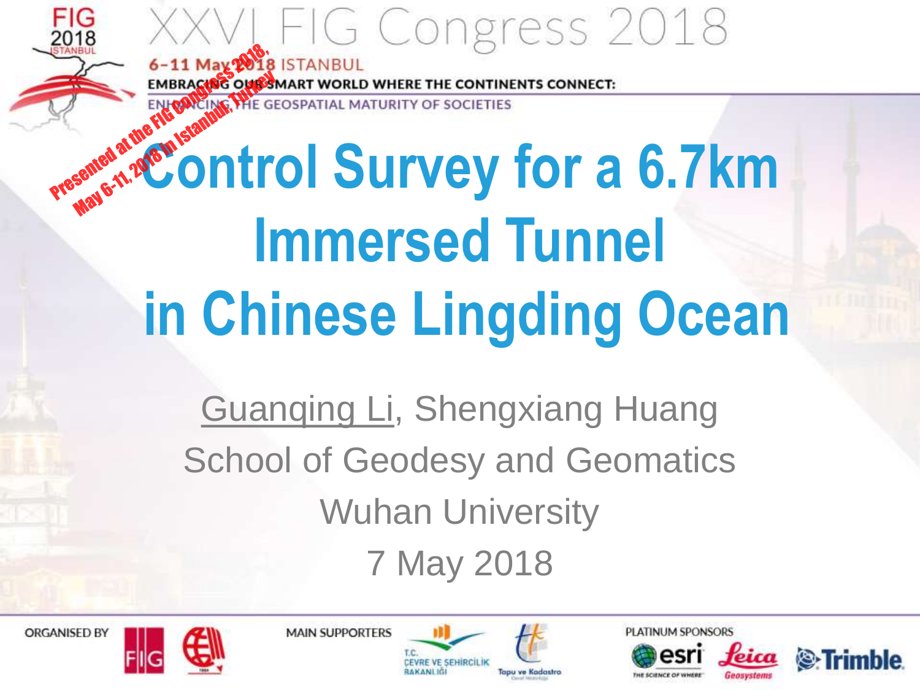XXVI FIG Congress 2018

6-11 May 2018 ISTANBUL

EMBRACING OUR SMART WORLD WHERE THE CONTINENTS CONNECT: ENHANCING THE GEOSPATIAL MATURITY OF SOCIETIES

Presented at the FIG Congress 2018, May 6-11, 2018 in Istanbul, Turkey

# Control Survey for a 6.7km Immersed Tunnel in Chinese Lingding Ocean

Guanqing Li, Shengxiang Huang

School of Geodesy and Geomatics

Wuhan University

7 May 2018

ORGANISED BY

MAIN SUPPORTERS

T.C. ÇEVRE VE ŞEHİRCİLİK BAKANLIĞI

Tapu ve Kadastro

PLATINUM SPONSORS

esri THE SCIENCE OF WHERE

Leica Geosystems

Trimble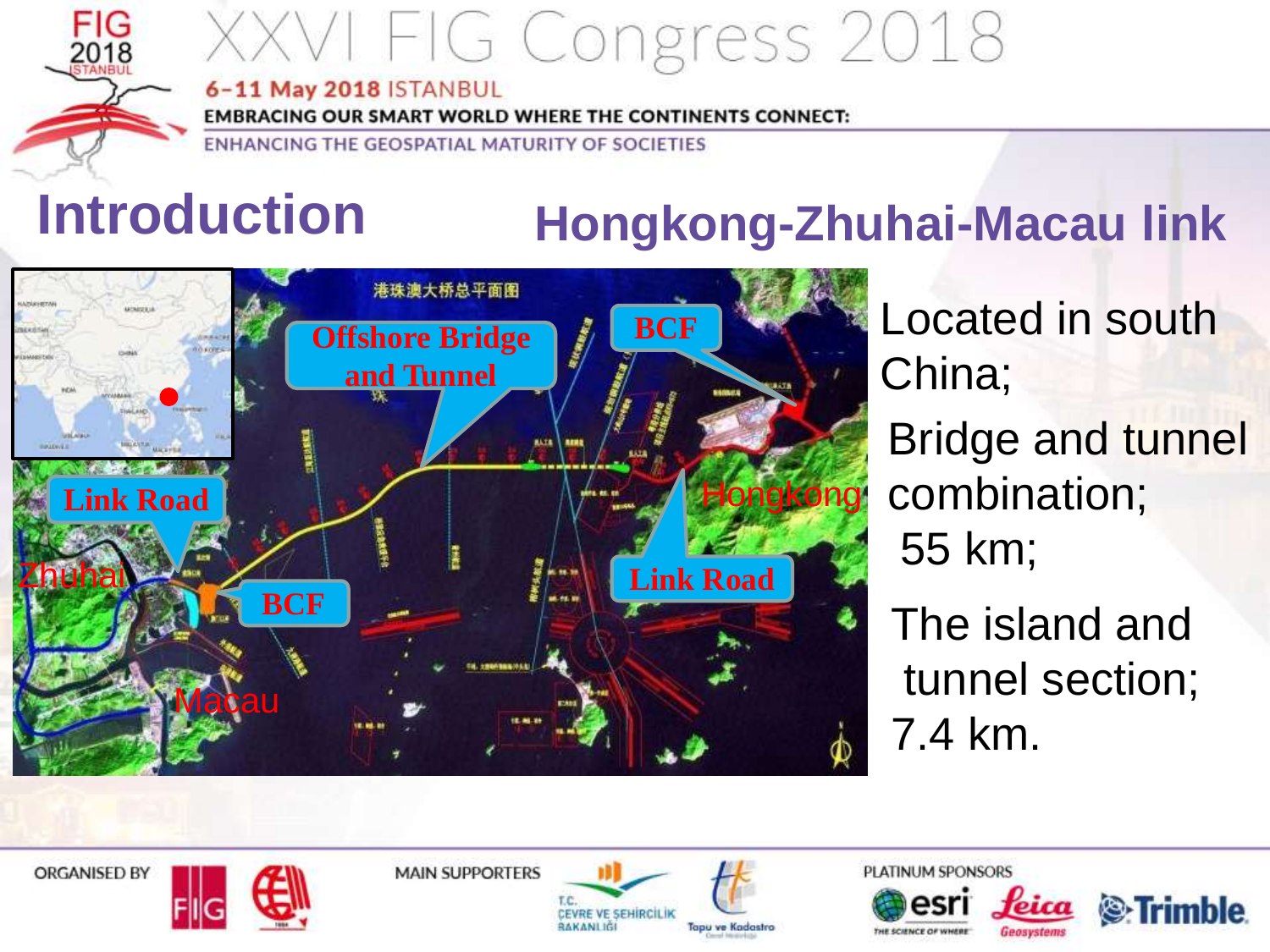# Introduction

## Hongkong-Zhuhai-Macau link

Located in south China;

Bridge and tunnel combination;

55 km;

The island and tunnel section;

7.4 km.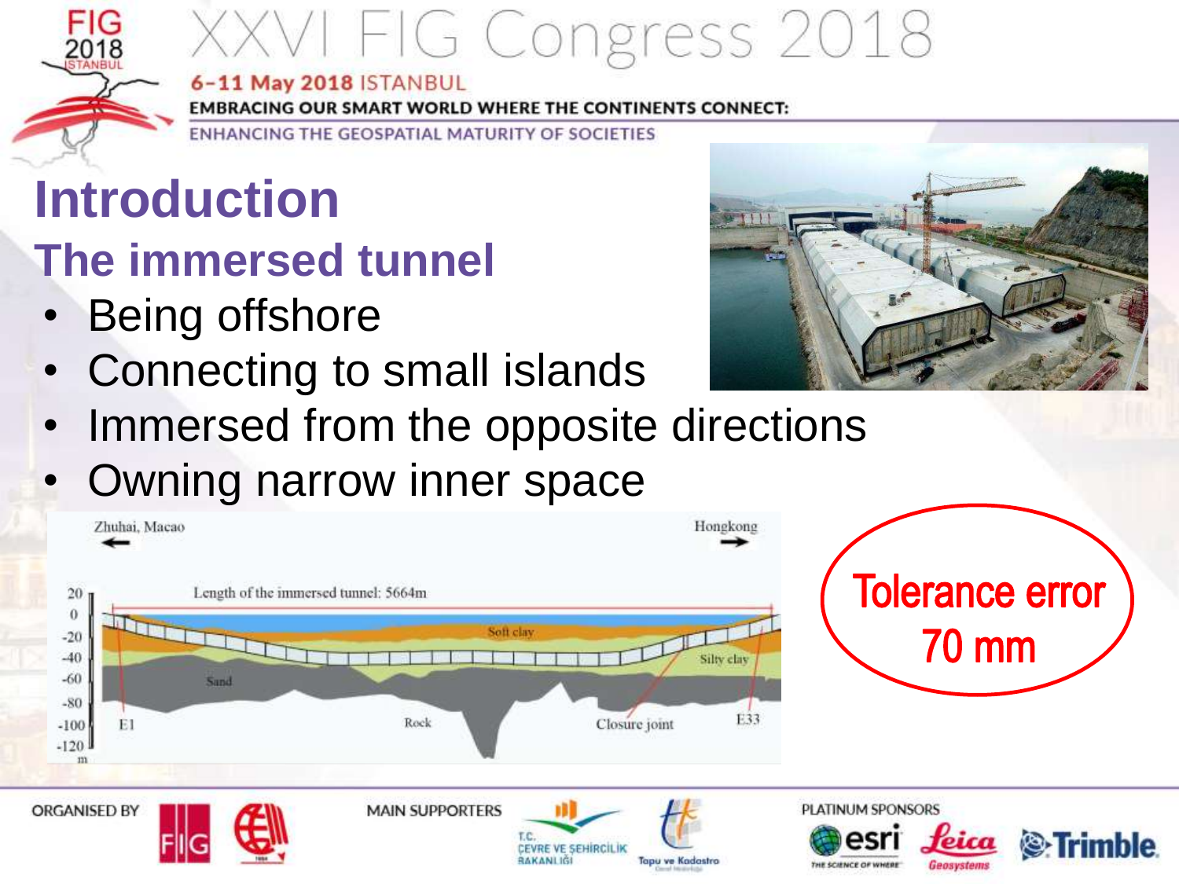# Introduction

## The immersed tunnel

- Being offshore
- Connecting to small islands
- Immersed from the opposite directions
- Owning narrow inner space

Zhuhai, Macao ← → Hongkong

Length of the immersed tunnel: 5664m

Soft clay, Silty clay, Sand, Rock, E1, Closure joint, E33

Tolerance error 70 mm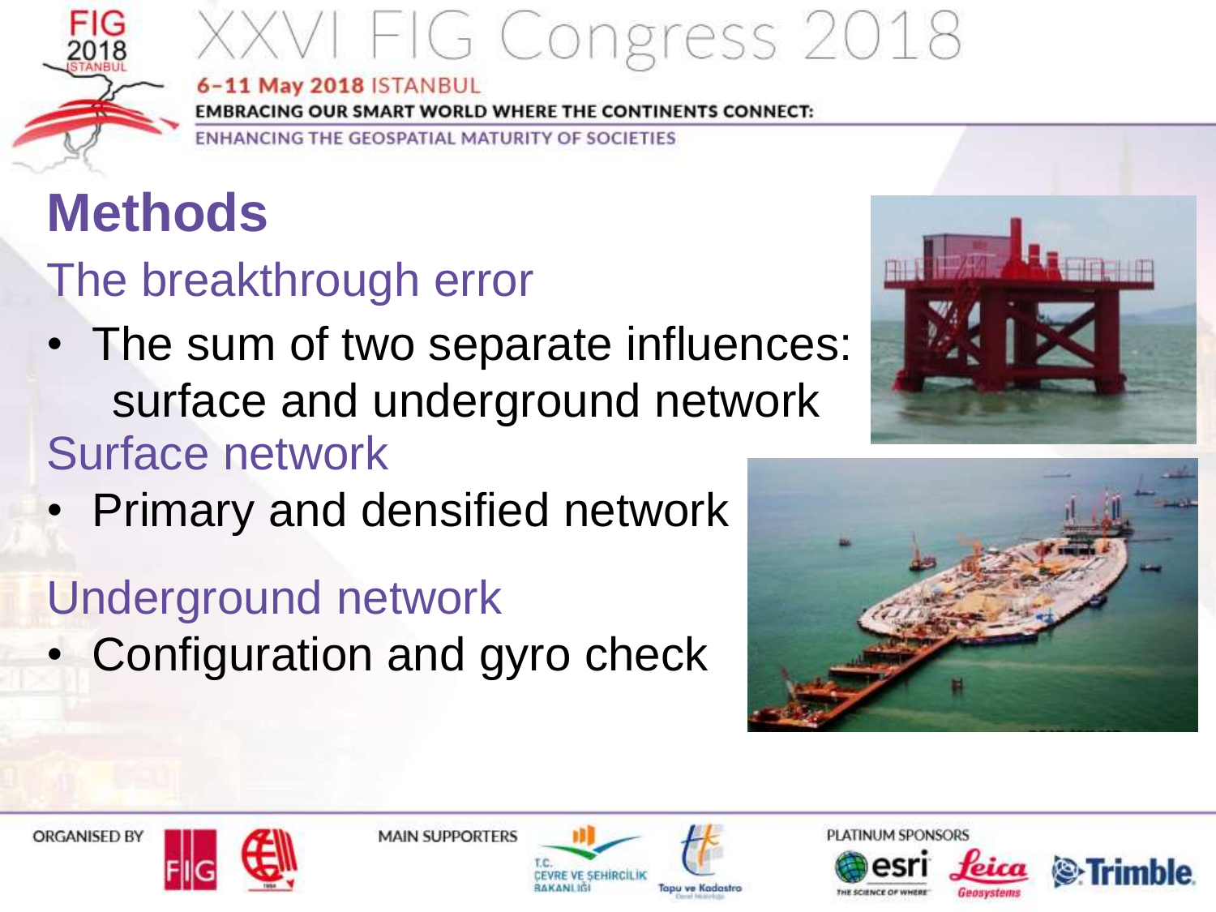# Methods

## The breakthrough error

- The sum of two separate influences: surface and underground network

## Surface network

- Primary and densified network

## Underground network

- Configuration and gyro check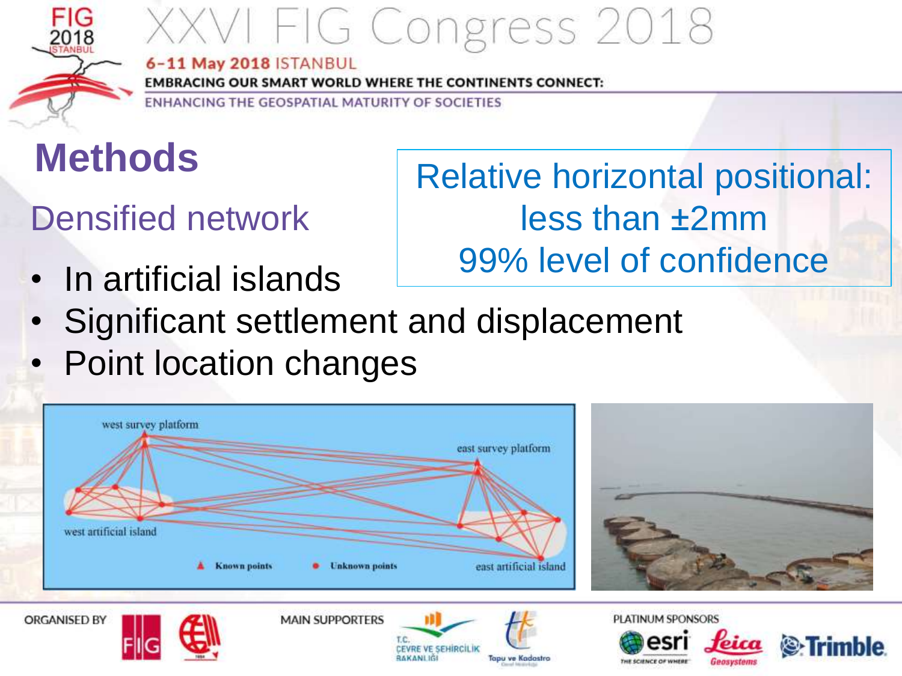# Methods

## Densified network

- In artificial islands
- Significant settlement and displacement
- Point location changes

Relative horizontal positional: less than ±2mm 99% level of confidence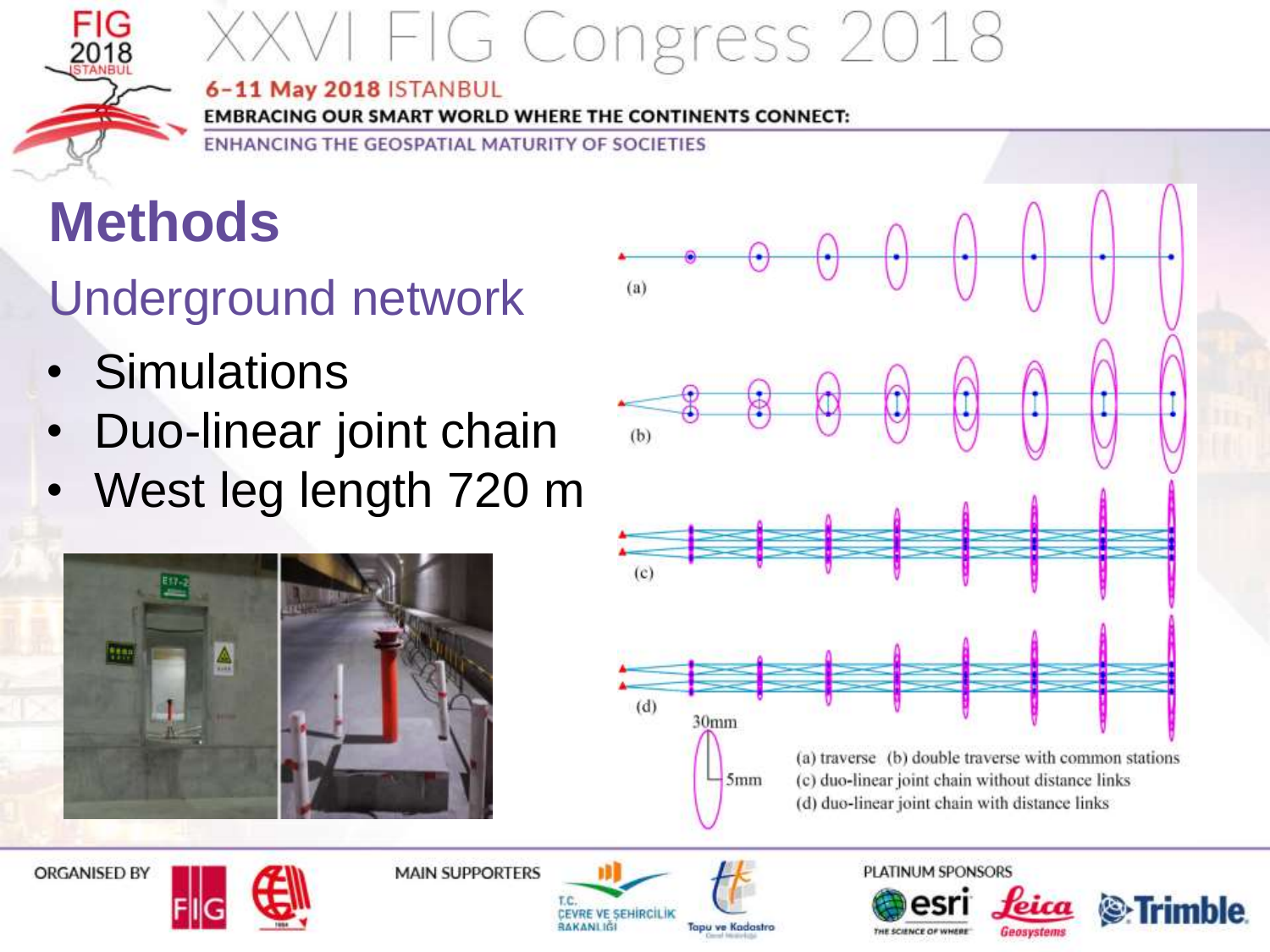# Methods

## Underground network

- Simulations
- Duo-linear joint chain
- West leg length 720 m

(a) traverse (b) double traverse with common stations
(c) duo-linear joint chain without distance links
(d) duo-linear joint chain with distance links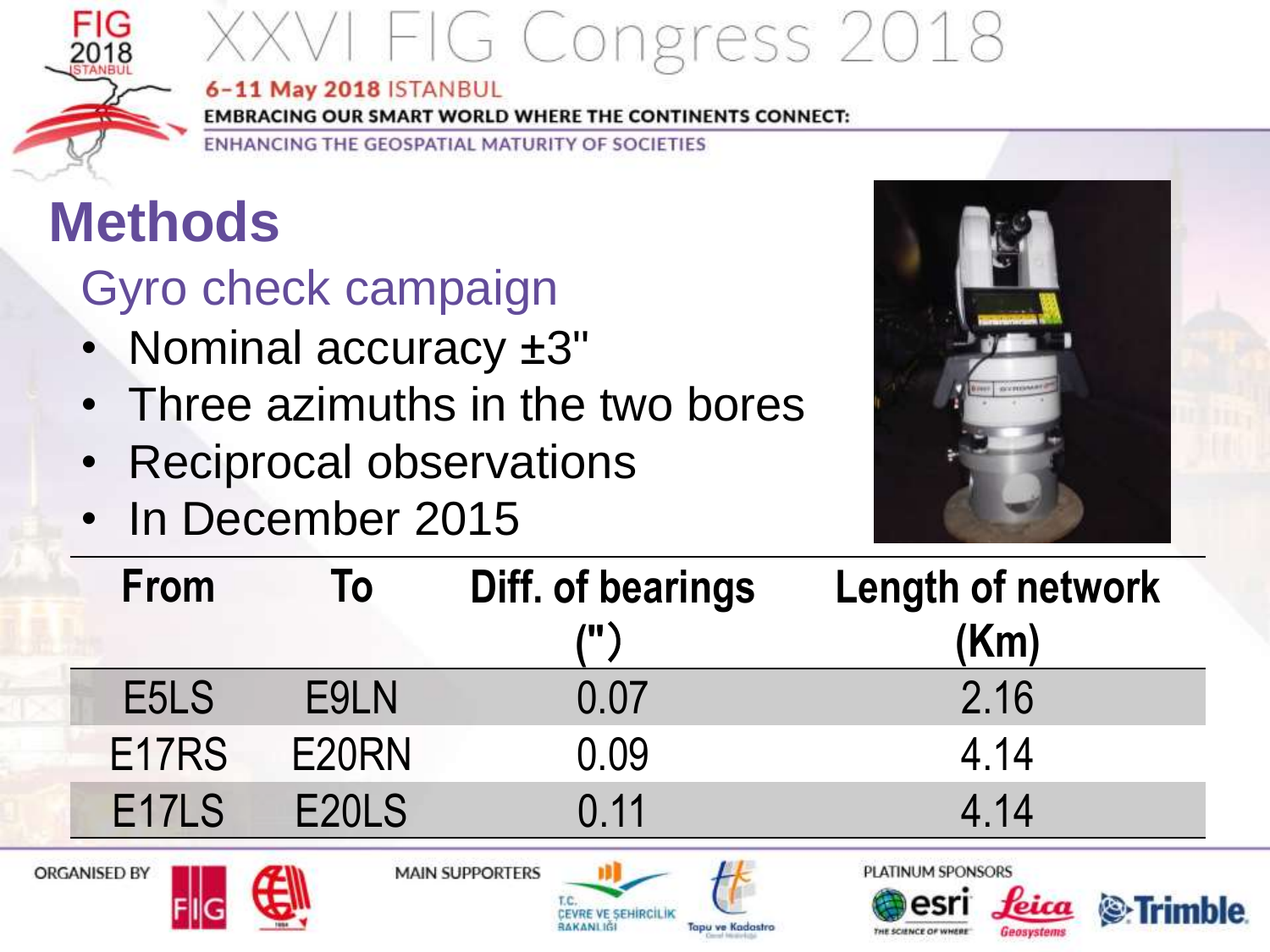# Methods

## Gyro check campaign

- Nominal accuracy ±3"
- Three azimuths in the two bores
- Reciprocal observations
- In December 2015

| From | To | Diff. of bearings (") | Length of network (Km) |
|---|---|---|---|
| E5LS | E9LN | 0.07 | 2.16 |
| E17RS | E20RN | 0.09 | 4.14 |
| E17LS | E20LS | 0.11 | 4.14 |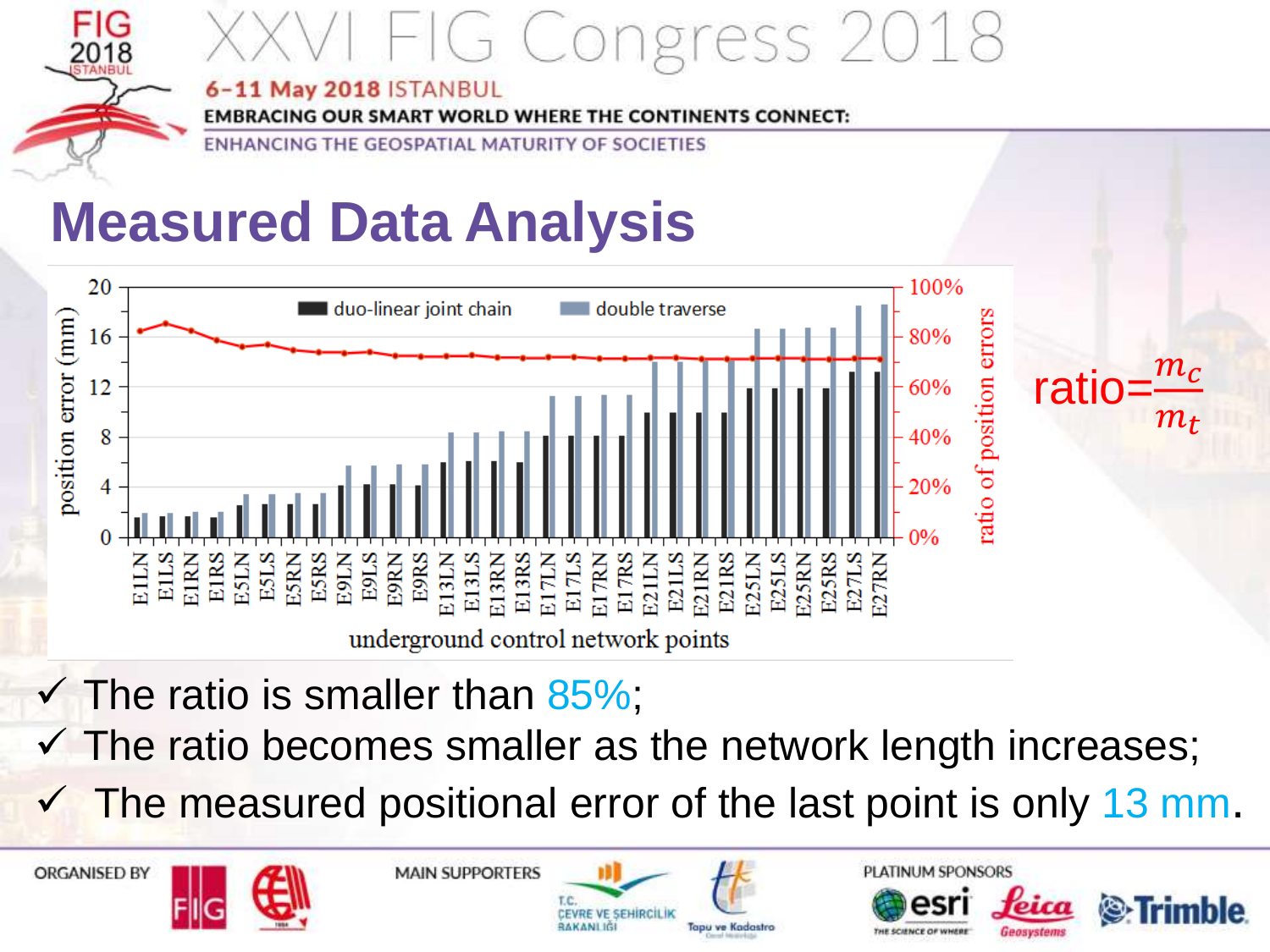# Measured Data Analysis

ratio=$\frac{m_c}{m_t}$

- ✓ The ratio is smaller than 85%;
- ✓ The ratio becomes smaller as the network length increases;
- ✓ The measured positional error of the last point is only 13 mm.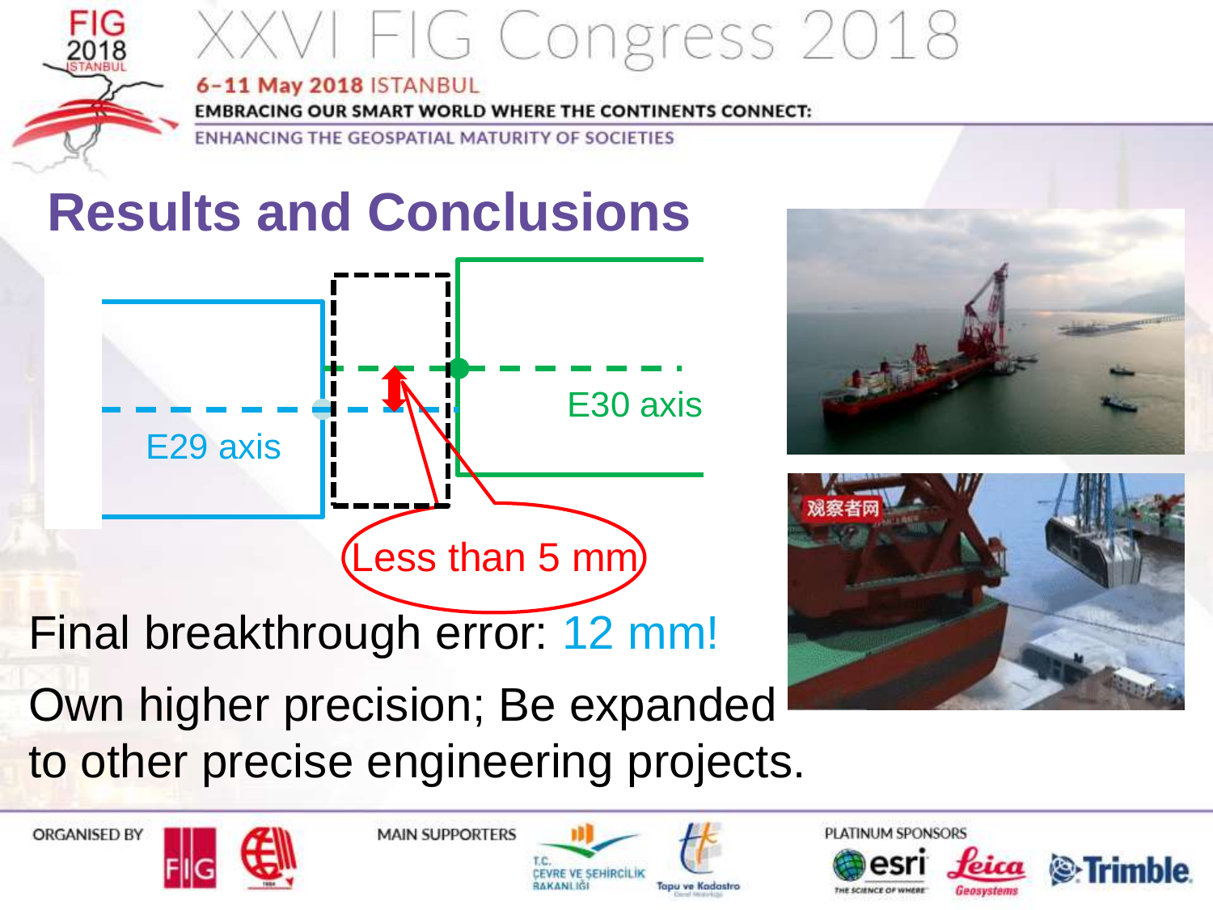## Results and Conclusions

E29 axis

E30 axis

Less than 5 mm

Final breakthrough error: 12 mm!

Own higher precision; Be expanded to other precise engineering projects.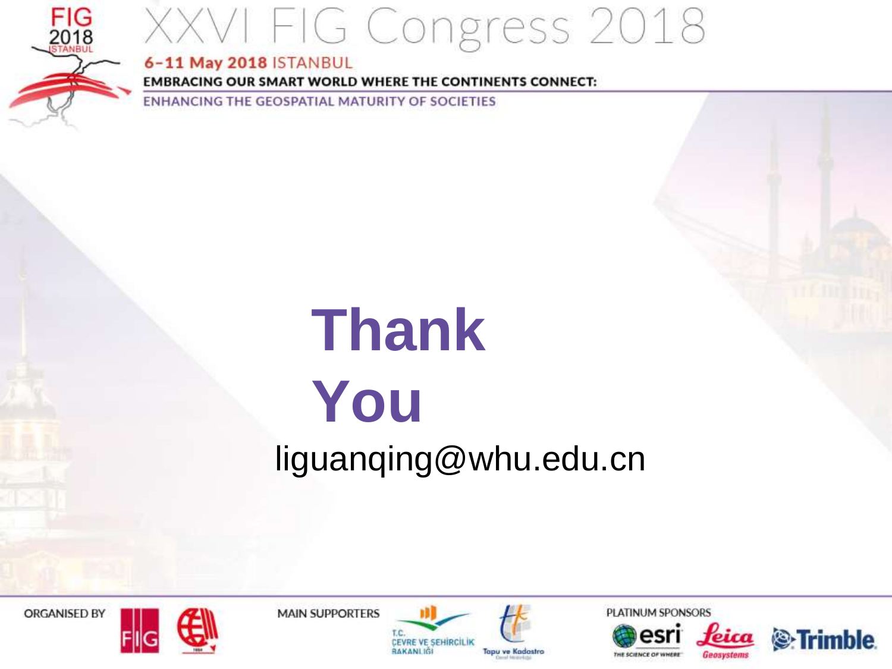# Thank You

liguanqing@whu.edu.cn